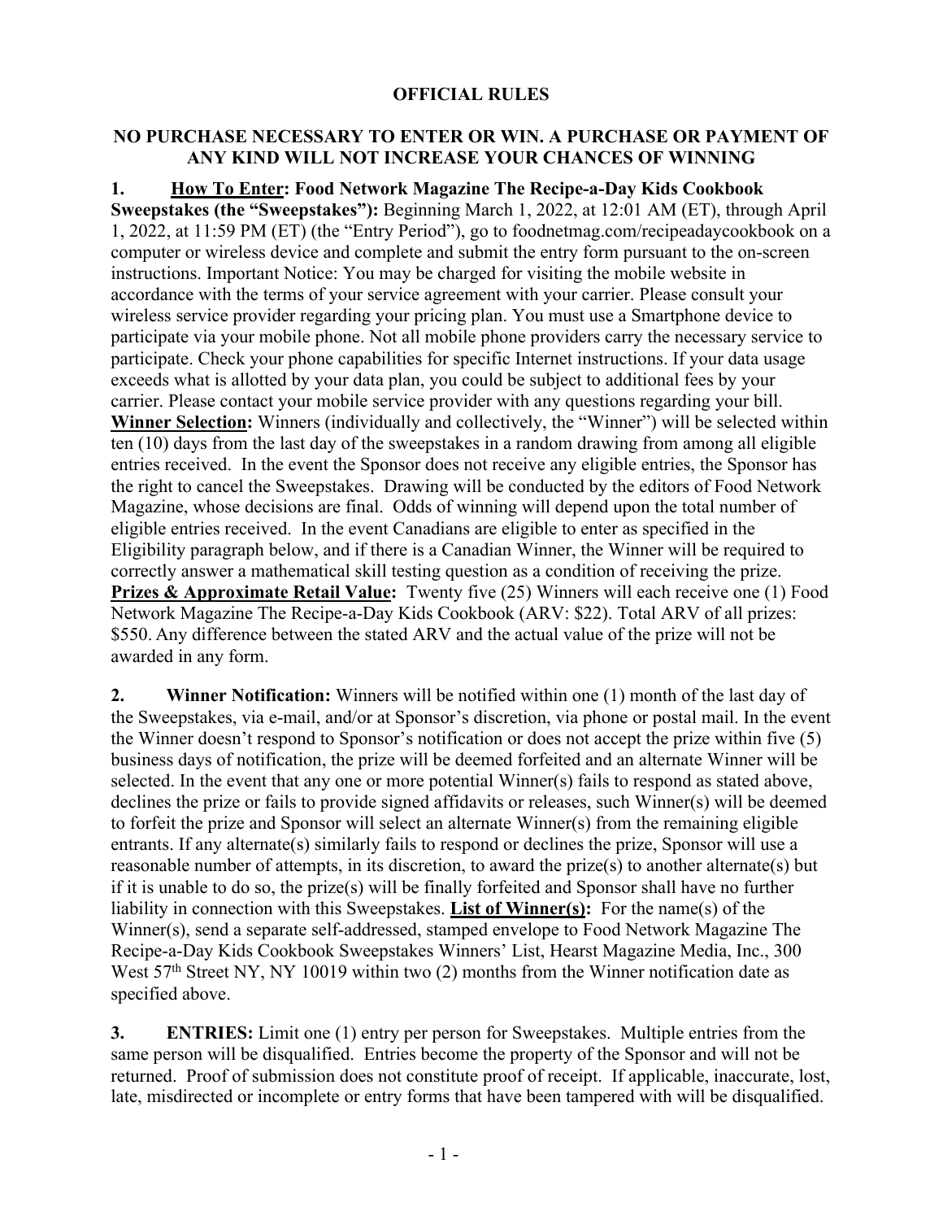## OFFICIAL RULES

### NO PURCHASE NECESSARY TO ENTER OR WIN. A PURCHASE OR PAYMENT OF ANY KIND WILL NOT INCREASE YOUR CHANCES OF WINNING

**1. <u>How To Enter</u>: Food Network Magazine The Recipe-a-Day Kids Cookbook Sweepstakes (the "Sweepstakes"):** Beginning March 1, 2022, at 12:01 AM (ET), through April 1, 2022, at 11:59 PM (ET) (the "Entry Period"), go to foodnetmag.com/recipeadaycookbook on a computer or wireless device and complete and submit the entry form pursuant to the on-screen instructions. Important Notice: You may be charged for visiting the mobile website in accordance with the terms of your service agreement with your carrier. Please consult your wireless service provider regarding your pricing plan. You must use a Smartphone device to participate via your mobile phone. Not all mobile phone providers carry the necessary service to participate. Check your phone capabilities for specific Internet instructions. If your data usage exceeds what is allotted by your data plan, you could be subject to additional fees by your carrier. Please contact your mobile service provider with any questions regarding your bill. **<u>Winner Selection</u>:** Winners (individually and collectively, the "Winner") will be selected within ten (10) days from the last day of the sweepstakes in a random drawing from among all eligible entries received. In the event the Sponsor does not receive any eligible entries, the Sponsor has the right to cancel the Sweepstakes. Drawing will be conducted by the editors of Food Network Magazine, whose decisions are final. Odds of winning will depend upon the total number of eligible entries received. In the event Canadians are eligible to enter as specified in the Eligibility paragraph below, and if there is a Canadian Winner, the Winner will be required to correctly answer a mathematical skill testing question as a condition of receiving the prize. **<u>Prizes & Approximate Retail Value</u>:** Twenty five (25) Winners will each receive one (1) Food Network Magazine The Recipe-a-Day Kids Cookbook (ARV: $22). Total ARV of all prizes: $550. Any difference between the stated ARV and the actual value of the prize will not be awarded in any form.

**2. Winner Notification:** Winners will be notified within one (1) month of the last day of the Sweepstakes, via e-mail, and/or at Sponsor's discretion, via phone or postal mail. In the event the Winner doesn't respond to Sponsor's notification or does not accept the prize within five (5) business days of notification, the prize will be deemed forfeited and an alternate Winner will be selected. In the event that any one or more potential Winner(s) fails to respond as stated above, declines the prize or fails to provide signed affidavits or releases, such Winner(s) will be deemed to forfeit the prize and Sponsor will select an alternate Winner(s) from the remaining eligible entrants. If any alternate(s) similarly fails to respond or declines the prize, Sponsor will use a reasonable number of attempts, in its discretion, to award the prize(s) to another alternate(s) but if it is unable to do so, the prize(s) will be finally forfeited and Sponsor shall have no further liability in connection with this Sweepstakes. **<u>List of Winner(s)</u>:** For the name(s) of the Winner(s), send a separate self-addressed, stamped envelope to Food Network Magazine The Recipe-a-Day Kids Cookbook Sweepstakes Winners' List, Hearst Magazine Media, Inc., 300 West 57th Street NY, NY 10019 within two (2) months from the Winner notification date as specified above.

**3. ENTRIES:** Limit one (1) entry per person for Sweepstakes. Multiple entries from the same person will be disqualified. Entries become the property of the Sponsor and will not be returned. Proof of submission does not constitute proof of receipt. If applicable, inaccurate, lost, late, misdirected or incomplete or entry forms that have been tampered with will be disqualified.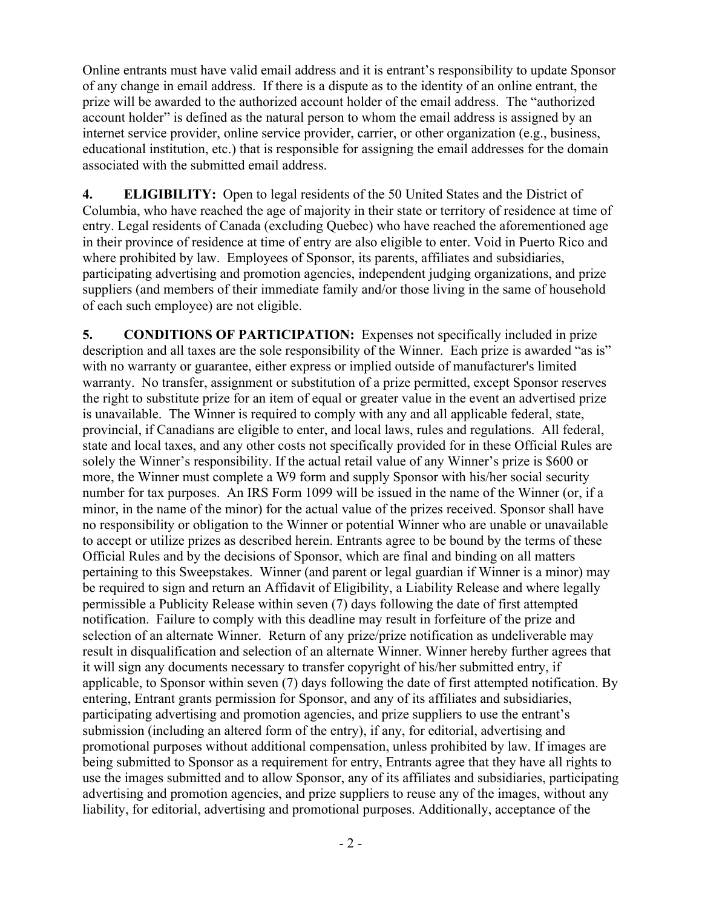Online entrants must have valid email address and it is entrant's responsibility to update Sponsor of any change in email address. If there is a dispute as to the identity of an online entrant, the prize will be awarded to the authorized account holder of the email address. The "authorized account holder" is defined as the natural person to whom the email address is assigned by an internet service provider, online service provider, carrier, or other organization (e.g., business, educational institution, etc.) that is responsible for assigning the email addresses for the domain associated with the submitted email address.

**4. ELIGIBILITY:** Open to legal residents of the 50 United States and the District of Columbia, who have reached the age of majority in their state or territory of residence at time of entry. Legal residents of Canada (excluding Quebec) who have reached the aforementioned age in their province of residence at time of entry are also eligible to enter. Void in Puerto Rico and where prohibited by law. Employees of Sponsor, its parents, affiliates and subsidiaries, participating advertising and promotion agencies, independent judging organizations, and prize suppliers (and members of their immediate family and/or those living in the same of household of each such employee) are not eligible.

**5. CONDITIONS OF PARTICIPATION:** Expenses not specifically included in prize description and all taxes are the sole responsibility of the Winner. Each prize is awarded "as is" with no warranty or guarantee, either express or implied outside of manufacturer's limited warranty. No transfer, assignment or substitution of a prize permitted, except Sponsor reserves the right to substitute prize for an item of equal or greater value in the event an advertised prize is unavailable. The Winner is required to comply with any and all applicable federal, state, provincial, if Canadians are eligible to enter, and local laws, rules and regulations. All federal, state and local taxes, and any other costs not specifically provided for in these Official Rules are solely the Winner's responsibility. If the actual retail value of any Winner's prize is $600 or more, the Winner must complete a W9 form and supply Sponsor with his/her social security number for tax purposes. An IRS Form 1099 will be issued in the name of the Winner (or, if a minor, in the name of the minor) for the actual value of the prizes received. Sponsor shall have no responsibility or obligation to the Winner or potential Winner who are unable or unavailable to accept or utilize prizes as described herein. Entrants agree to be bound by the terms of these Official Rules and by the decisions of Sponsor, which are final and binding on all matters pertaining to this Sweepstakes. Winner (and parent or legal guardian if Winner is a minor) may be required to sign and return an Affidavit of Eligibility, a Liability Release and where legally permissible a Publicity Release within seven (7) days following the date of first attempted notification. Failure to comply with this deadline may result in forfeiture of the prize and selection of an alternate Winner. Return of any prize/prize notification as undeliverable may result in disqualification and selection of an alternate Winner. Winner hereby further agrees that it will sign any documents necessary to transfer copyright of his/her submitted entry, if applicable, to Sponsor within seven (7) days following the date of first attempted notification. By entering, Entrant grants permission for Sponsor, and any of its affiliates and subsidiaries, participating advertising and promotion agencies, and prize suppliers to use the entrant's submission (including an altered form of the entry), if any, for editorial, advertising and promotional purposes without additional compensation, unless prohibited by law. If images are being submitted to Sponsor as a requirement for entry, Entrants agree that they have all rights to use the images submitted and to allow Sponsor, any of its affiliates and subsidiaries, participating advertising and promotion agencies, and prize suppliers to reuse any of the images, without any liability, for editorial, advertising and promotional purposes. Additionally, acceptance of the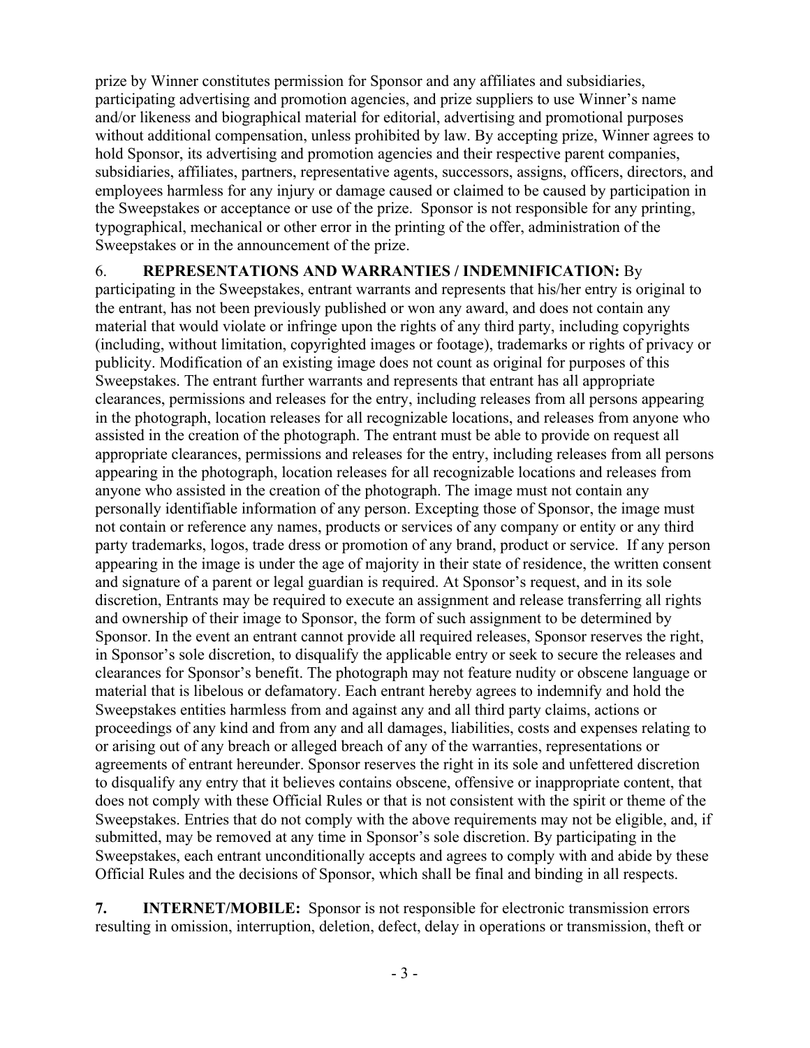prize by Winner constitutes permission for Sponsor and any affiliates and subsidiaries, participating advertising and promotion agencies, and prize suppliers to use Winner's name and/or likeness and biographical material for editorial, advertising and promotional purposes without additional compensation, unless prohibited by law. By accepting prize, Winner agrees to hold Sponsor, its advertising and promotion agencies and their respective parent companies, subsidiaries, affiliates, partners, representative agents, successors, assigns, officers, directors, and employees harmless for any injury or damage caused or claimed to be caused by participation in the Sweepstakes or acceptance or use of the prize. Sponsor is not responsible for any printing, typographical, mechanical or other error in the printing of the offer, administration of the Sweepstakes or in the announcement of the prize.

6. **REPRESENTATIONS AND WARRANTIES / INDEMNIFICATION:** By participating in the Sweepstakes, entrant warrants and represents that his/her entry is original to the entrant, has not been previously published or won any award, and does not contain any material that would violate or infringe upon the rights of any third party, including copyrights (including, without limitation, copyrighted images or footage), trademarks or rights of privacy or publicity. Modification of an existing image does not count as original for purposes of this Sweepstakes. The entrant further warrants and represents that entrant has all appropriate clearances, permissions and releases for the entry, including releases from all persons appearing in the photograph, location releases for all recognizable locations, and releases from anyone who assisted in the creation of the photograph. The entrant must be able to provide on request all appropriate clearances, permissions and releases for the entry, including releases from all persons appearing in the photograph, location releases for all recognizable locations and releases from anyone who assisted in the creation of the photograph. The image must not contain any personally identifiable information of any person. Excepting those of Sponsor, the image must not contain or reference any names, products or services of any company or entity or any third party trademarks, logos, trade dress or promotion of any brand, product or service. If any person appearing in the image is under the age of majority in their state of residence, the written consent and signature of a parent or legal guardian is required. At Sponsor's request, and in its sole discretion, Entrants may be required to execute an assignment and release transferring all rights and ownership of their image to Sponsor, the form of such assignment to be determined by Sponsor. In the event an entrant cannot provide all required releases, Sponsor reserves the right, in Sponsor's sole discretion, to disqualify the applicable entry or seek to secure the releases and clearances for Sponsor's benefit. The photograph may not feature nudity or obscene language or material that is libelous or defamatory. Each entrant hereby agrees to indemnify and hold the Sweepstakes entities harmless from and against any and all third party claims, actions or proceedings of any kind and from any and all damages, liabilities, costs and expenses relating to or arising out of any breach or alleged breach of any of the warranties, representations or agreements of entrant hereunder. Sponsor reserves the right in its sole and unfettered discretion to disqualify any entry that it believes contains obscene, offensive or inappropriate content, that does not comply with these Official Rules or that is not consistent with the spirit or theme of the Sweepstakes. Entries that do not comply with the above requirements may not be eligible, and, if submitted, may be removed at any time in Sponsor's sole discretion. By participating in the Sweepstakes, each entrant unconditionally accepts and agrees to comply with and abide by these Official Rules and the decisions of Sponsor, which shall be final and binding in all respects.

**7. INTERNET/MOBILE:** Sponsor is not responsible for electronic transmission errors resulting in omission, interruption, deletion, defect, delay in operations or transmission, theft or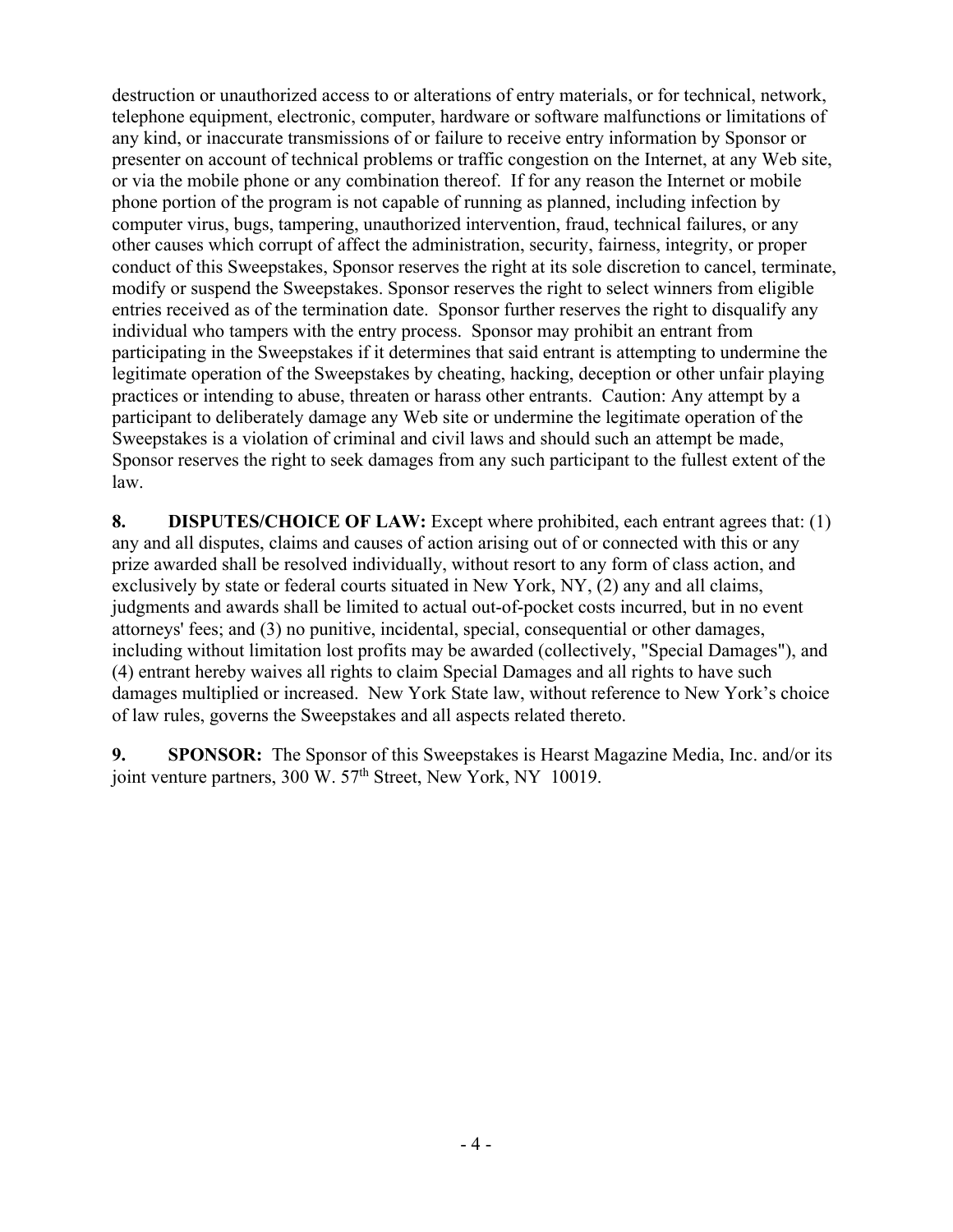destruction or unauthorized access to or alterations of entry materials, or for technical, network, telephone equipment, electronic, computer, hardware or software malfunctions or limitations of any kind, or inaccurate transmissions of or failure to receive entry information by Sponsor or presenter on account of technical problems or traffic congestion on the Internet, at any Web site, or via the mobile phone or any combination thereof. If for any reason the Internet or mobile phone portion of the program is not capable of running as planned, including infection by computer virus, bugs, tampering, unauthorized intervention, fraud, technical failures, or any other causes which corrupt of affect the administration, security, fairness, integrity, or proper conduct of this Sweepstakes, Sponsor reserves the right at its sole discretion to cancel, terminate, modify or suspend the Sweepstakes. Sponsor reserves the right to select winners from eligible entries received as of the termination date. Sponsor further reserves the right to disqualify any individual who tampers with the entry process. Sponsor may prohibit an entrant from participating in the Sweepstakes if it determines that said entrant is attempting to undermine the legitimate operation of the Sweepstakes by cheating, hacking, deception or other unfair playing practices or intending to abuse, threaten or harass other entrants. Caution: Any attempt by a participant to deliberately damage any Web site or undermine the legitimate operation of the Sweepstakes is a violation of criminal and civil laws and should such an attempt be made, Sponsor reserves the right to seek damages from any such participant to the fullest extent of the law.

**8. DISPUTES/CHOICE OF LAW:** Except where prohibited, each entrant agrees that: (1) any and all disputes, claims and causes of action arising out of or connected with this or any prize awarded shall be resolved individually, without resort to any form of class action, and exclusively by state or federal courts situated in New York, NY, (2) any and all claims, judgments and awards shall be limited to actual out-of-pocket costs incurred, but in no event attorneys' fees; and (3) no punitive, incidental, special, consequential or other damages, including without limitation lost profits may be awarded (collectively, "Special Damages"), and (4) entrant hereby waives all rights to claim Special Damages and all rights to have such damages multiplied or increased. New York State law, without reference to New York's choice of law rules, governs the Sweepstakes and all aspects related thereto.

**9. SPONSOR:** The Sponsor of this Sweepstakes is Hearst Magazine Media, Inc. and/or its joint venture partners, 300 W. 57th Street, New York, NY 10019.